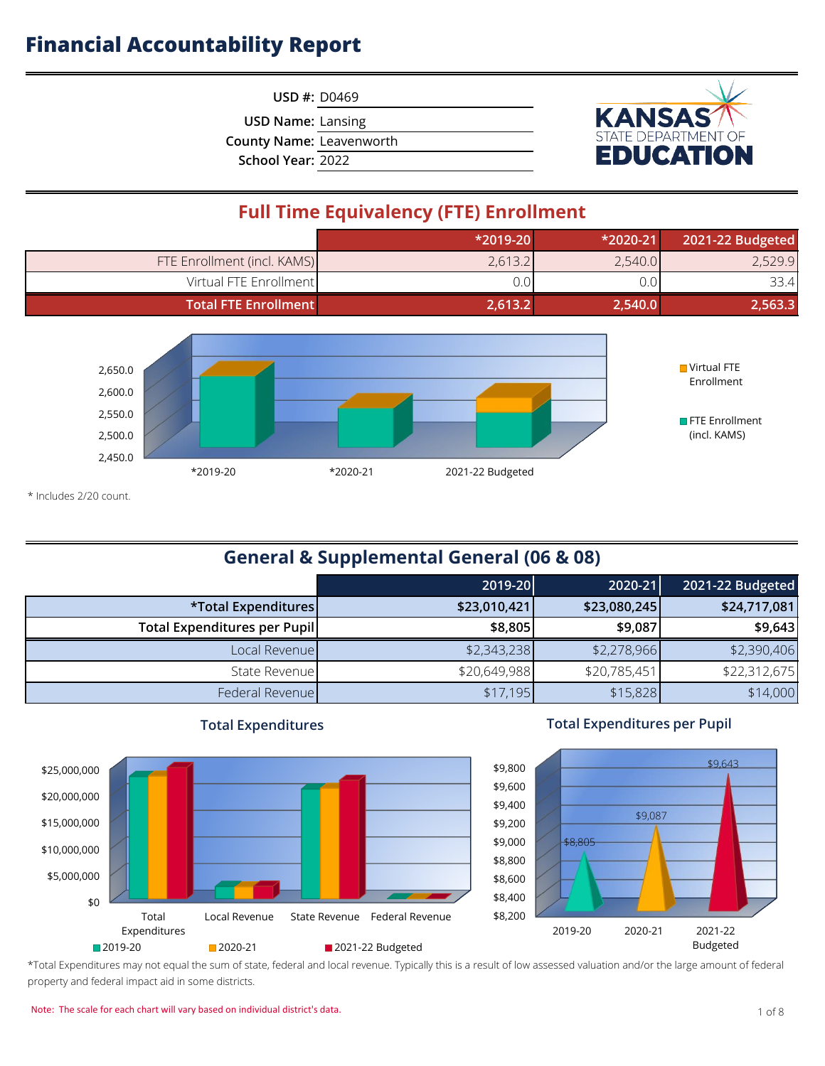# Financial Accountability Report

USD #: D0469

USD Name: Lansing

County Name: Leavenworth

School Year: 2022

KANSAS STATE DEPARTMENT OF EDUCATION

## Full Time Equivalency (FTE) Enrollment

| | *2019-20 | *2020-21 | 2021-22 Budgeted |
|---|---|---|---|
| FTE Enrollment (incl. KAMS) | 2,613.2 | 2,540.0 | 2,529.9 |
| Virtual FTE Enrollment | 0.0 | 0.0 | 33.4 |
| **Total FTE Enrollment** | **2,613.2** | **2,540.0** | **2,563.3** |

* Includes 2/20 count.

## General & Supplemental General (06 & 08)

| | 2019-20 | 2020-21 | 2021-22 Budgeted |
|---|---|---|---|
| ***Total Expenditures** | **$23,010,421** | **$23,080,245** | **$24,717,081** |
| **Total Expenditures per Pupil** | **$8,805** | **$9,087** | **$9,643** |
| Local Revenue | $2,343,238 | $2,278,966 | $2,390,406 |
| State Revenue | $20,649,988 | $20,785,451 | $22,312,675 |
| Federal Revenue | $17,195 | $15,828 | $14,000 |

### Total Expenditures

### Total Expenditures per Pupil

*Total Expenditures may not equal the sum of state, federal and local revenue. Typically this is a result of low assessed valuation and/or the large amount of federal property and federal impact aid in some districts.

Note: The scale for each chart will vary based on individual district's data.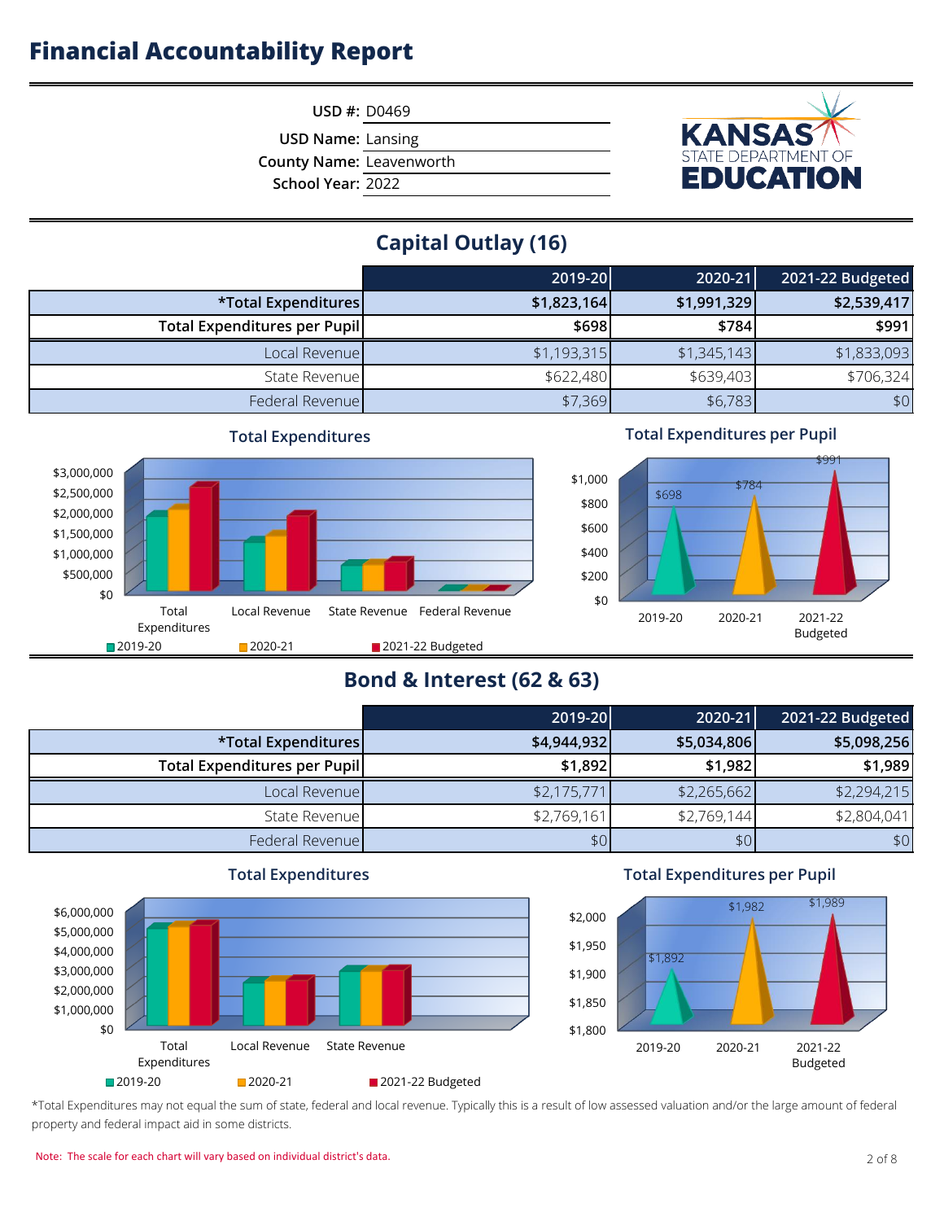# Financial Accountability Report

USD #: D0469
USD Name: Lansing
County Name: Leavenworth
School Year: 2022

## Capital Outlay (16)

| | 2019-20 | 2020-21 | 2021-22 Budgeted |
|---|---|---|---|
| ***Total Expenditures** | **$1,823,164** | **$1,991,329** | **$2,539,417** |
| **Total Expenditures per Pupil** | **$698** | **$784** | **$991** |
| Local Revenue | $1,193,315 | $1,345,143 | $1,833,093 |
| State Revenue | $622,480 | $639,403 | $706,324 |
| Federal Revenue | $7,369 | $6,783 | $0 |

### Total Expenditures

### Total Expenditures per Pupil

## Bond & Interest (62 & 63)

| | 2019-20 | 2020-21 | 2021-22 Budgeted |
|---|---|---|---|
| ***Total Expenditures** | **$4,944,932** | **$5,034,806** | **$5,098,256** |
| **Total Expenditures per Pupil** | **$1,892** | **$1,982** | **$1,989** |
| Local Revenue | $2,175,771 | $2,265,662 | $2,294,215 |
| State Revenue | $2,769,161 | $2,769,144 | $2,804,041 |
| Federal Revenue | $0 | $0 | $0 |

### Total Expenditures

### Total Expenditures per Pupil

*Total Expenditures may not equal the sum of state, federal and local revenue. Typically this is a result of low assessed valuation and/or the large amount of federal property and federal impact aid in some districts.

Note: The scale for each chart will vary based on individual district's data.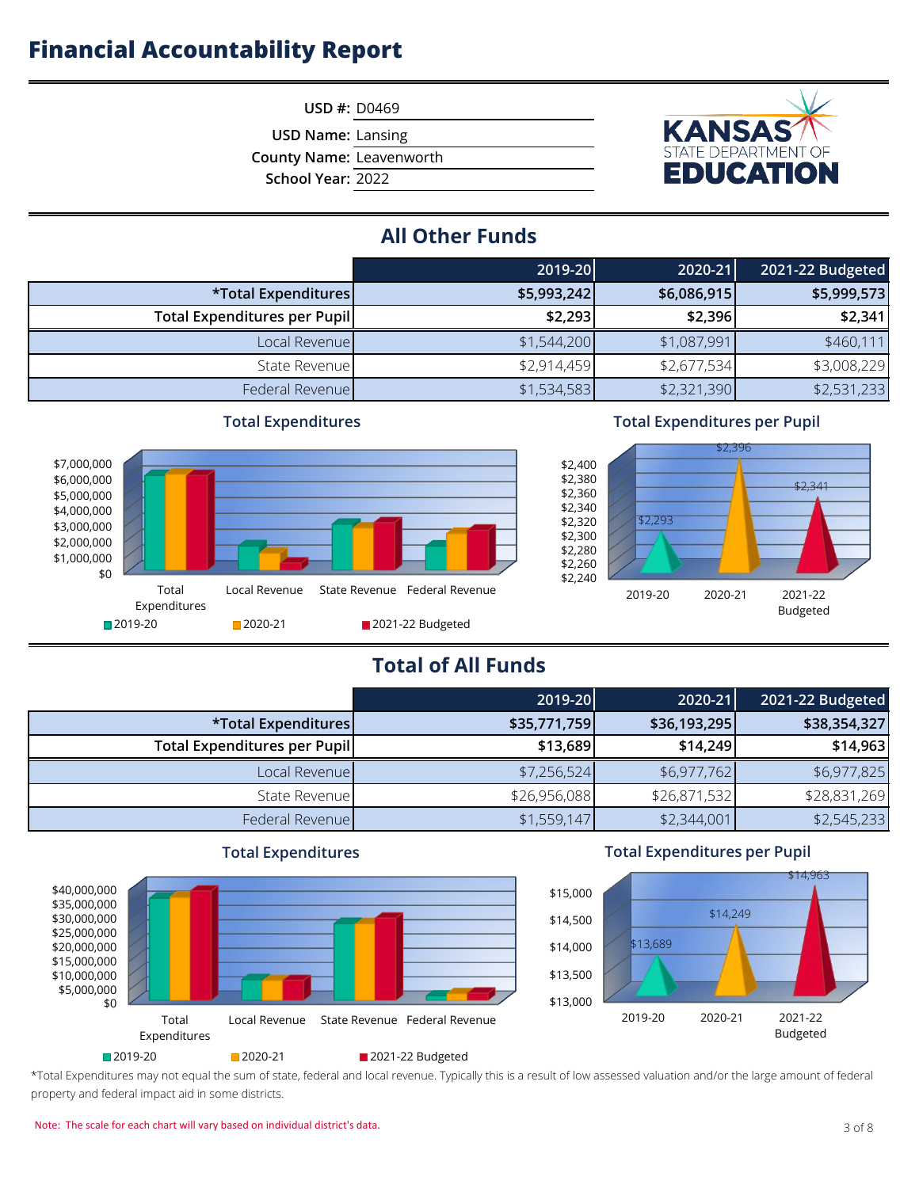# Financial Accountability Report

**USD #:** D0469
**USD Name:** Lansing
**County Name:** Leavenworth
**School Year:** 2022

KANSAS STATE DEPARTMENT OF EDUCATION

## All Other Funds

| | 2019-20 | 2020-21 | 2021-22 Budgeted |
|---|---|---|---|
| ***Total Expenditures** | **$5,993,242** | **$6,086,915** | **$5,999,573** |
| **Total Expenditures per Pupil** | **$2,293** | **$2,396** | **$2,341** |
| Local Revenue | $1,544,200 | $1,087,991 | $460,111 |
| State Revenue | $2,914,459 | $2,677,534 | $3,008,229 |
| Federal Revenue | $1,534,583 | $2,321,390 | $2,531,233 |

### Total Expenditures

### Total Expenditures per Pupil

## Total of All Funds

| | 2019-20 | 2020-21 | 2021-22 Budgeted |
|---|---|---|---|
| ***Total Expenditures** | **$35,771,759** | **$36,193,295** | **$38,354,327** |
| **Total Expenditures per Pupil** | **$13,689** | **$14,249** | **$14,963** |
| Local Revenue | $7,256,524 | $6,977,762 | $6,977,825 |
| State Revenue | $26,956,088 | $26,871,532 | $28,831,269 |
| Federal Revenue | $1,559,147 | $2,344,001 | $2,545,233 |

### Total Expenditures

### Total Expenditures per Pupil

*Total Expenditures may not equal the sum of state, federal and local revenue. Typically this is a result of low assessed valuation and/or the large amount of federal property and federal impact aid in some districts.

Note: The scale for each chart will vary based on individual district's data.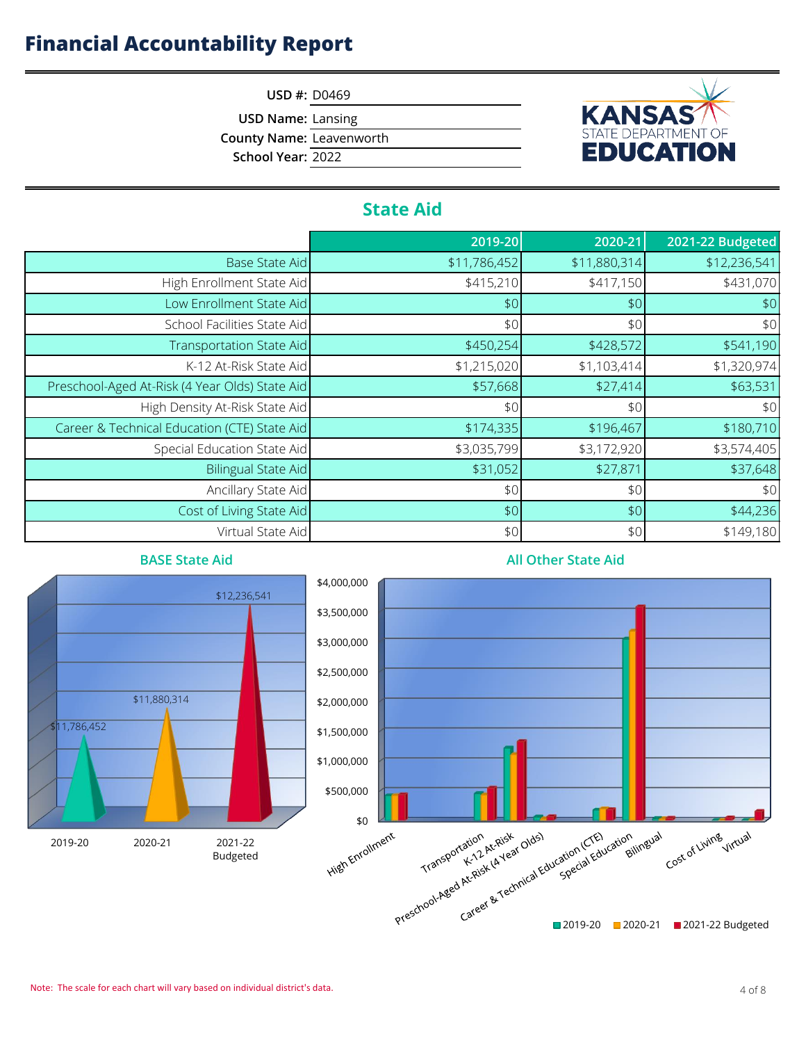# Financial Accountability Report

**USD #:** D0469
**USD Name:** Lansing
**County Name:** Leavenworth
**School Year:** 2022

KANSAS STATE DEPARTMENT OF EDUCATION

## State Aid

| | 2019-20 | 2020-21 | 2021-22 Budgeted |
|---|---|---|---|
| Base State Aid | $11,786,452 | $11,880,314 | $12,236,541 |
| High Enrollment State Aid | $415,210 | $417,150 | $431,070 |
| Low Enrollment State Aid | $0 | $0 | $0 |
| School Facilities State Aid | $0 | $0 | $0 |
| Transportation State Aid | $450,254 | $428,572 | $541,190 |
| K-12 At-Risk State Aid | $1,215,020 | $1,103,414 | $1,320,974 |
| Preschool-Aged At-Risk (4 Year Olds) State Aid | $57,668 | $27,414 | $63,531 |
| High Density At-Risk State Aid | $0 | $0 | $0 |
| Career & Technical Education (CTE) State Aid | $174,335 | $196,467 | $180,710 |
| Special Education State Aid | $3,035,799 | $3,172,920 | $3,574,405 |
| Bilingual State Aid | $31,052 | $27,871 | $37,648 |
| Ancillary State Aid | $0 | $0 | $0 |
| Cost of Living State Aid | $0 | $0 | $44,236 |
| Virtual State Aid | $0 | $0 | $149,180 |

### BASE State Aid

### All Other State Aid

Note: The scale for each chart will vary based on individual district's data.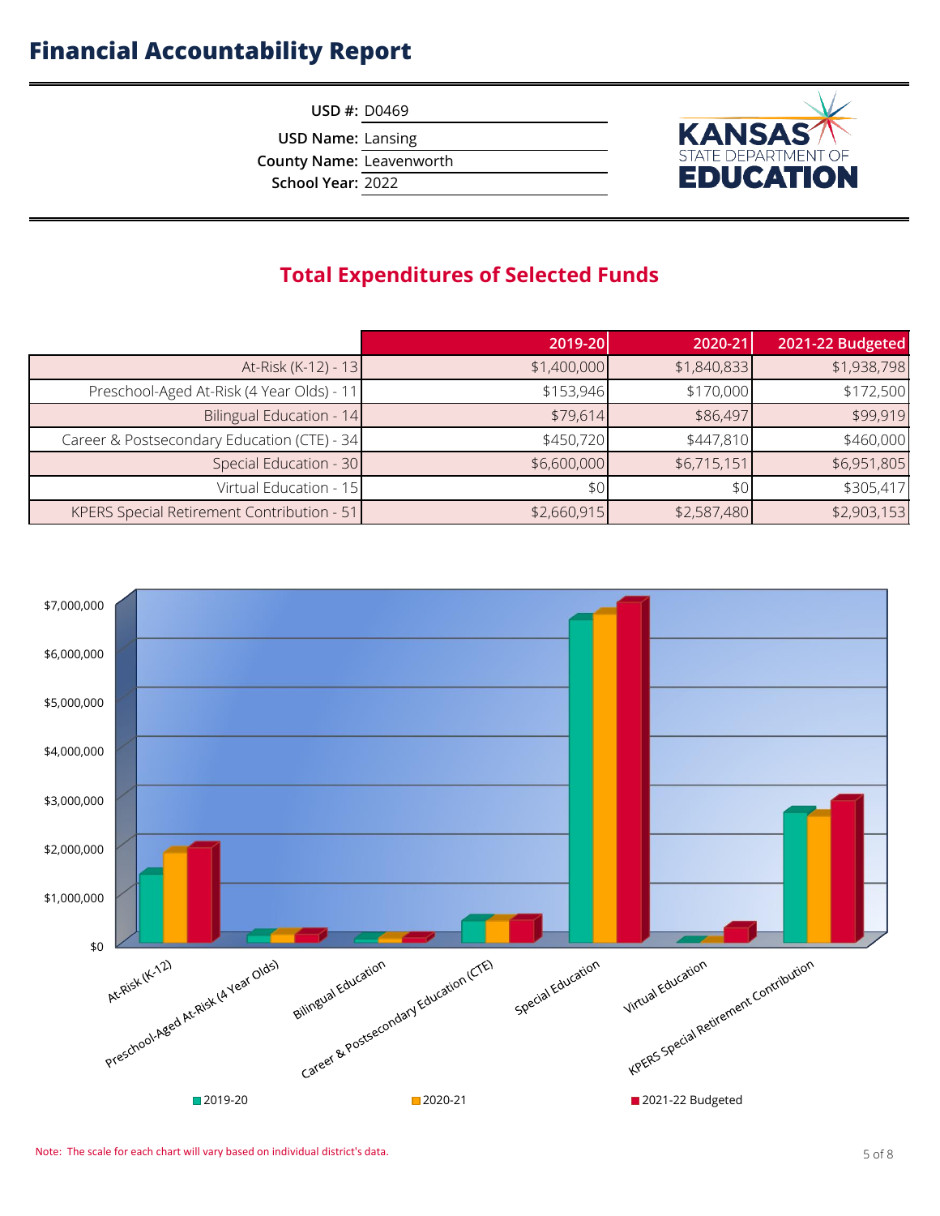# Financial Accountability Report

**USD #:** D0469
**USD Name:** Lansing
**County Name:** Leavenworth
**School Year:** 2022

KANSAS STATE DEPARTMENT OF EDUCATION

## Total Expenditures of Selected Funds

| | 2019-20 | 2020-21 | 2021-22 Budgeted |
|---|---|---|---|
| At-Risk (K-12) - 13 | $1,400,000 | $1,840,833 | $1,938,798 |
| Preschool-Aged At-Risk (4 Year Olds) - 11 | $153,946 | $170,000 | $172,500 |
| Bilingual Education - 14 | $79,614 | $86,497 | $99,919 |
| Career & Postsecondary Education (CTE) - 34 | $450,720 | $447,810 | $460,000 |
| Special Education - 30 | $6,600,000 | $6,715,151 | $6,951,805 |
| Virtual Education - 15 | $0 | $0 | $305,417 |
| KPERS Special Retirement Contribution - 51 | $2,660,915 | $2,587,480 | $2,903,153 |

Note: The scale for each chart will vary based on individual district's data.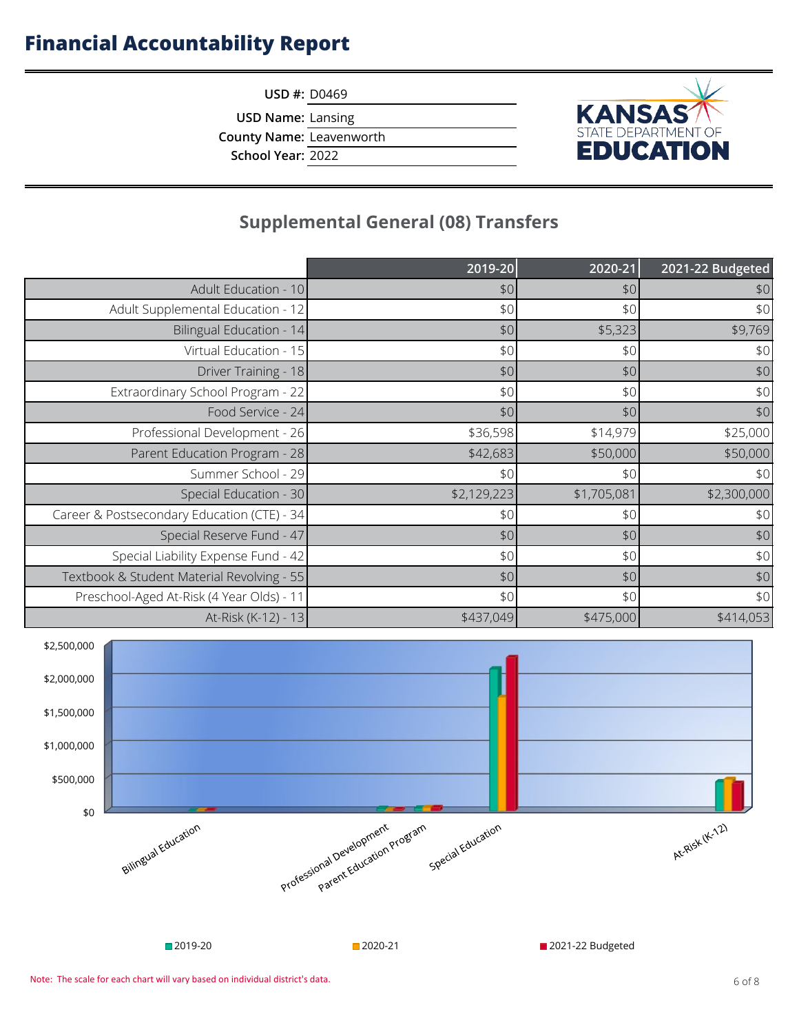# Financial Accountability Report

**USD #:** D0469

**USD Name:** Lansing

**County Name:** Leavenworth

**School Year:** 2022

KANSAS STATE DEPARTMENT OF EDUCATION

## Supplemental General (08) Transfers

| | 2019-20 | 2020-21 | 2021-22 Budgeted |
|---|---|---|---|
| Adult Education - 10 | $0 | $0 | $0 |
| Adult Supplemental Education - 12 | $0 | $0 | $0 |
| Bilingual Education - 14 | $0 | $5,323 | $9,769 |
| Virtual Education - 15 | $0 | $0 | $0 |
| Driver Training - 18 | $0 | $0 | $0 |
| Extraordinary School Program - 22 | $0 | $0 | $0 |
| Food Service - 24 | $0 | $0 | $0 |
| Professional Development - 26 | $36,598 | $14,979 | $25,000 |
| Parent Education Program - 28 | $42,683 | $50,000 | $50,000 |
| Summer School - 29 | $0 | $0 | $0 |
| Special Education - 30 | $2,129,223 | $1,705,081 | $2,300,000 |
| Career & Postsecondary Education (CTE) - 34 | $0 | $0 | $0 |
| Special Reserve Fund - 47 | $0 | $0 | $0 |
| Special Liability Expense Fund - 42 | $0 | $0 | $0 |
| Textbook & Student Material Revolving - 55 | $0 | $0 | $0 |
| Preschool-Aged At-Risk (4 Year Olds) - 11 | $0 | $0 | $0 |
| At-Risk (K-12) - 13 | $437,049 | $475,000 | $414,053 |

Note: The scale for each chart will vary based on individual district's data.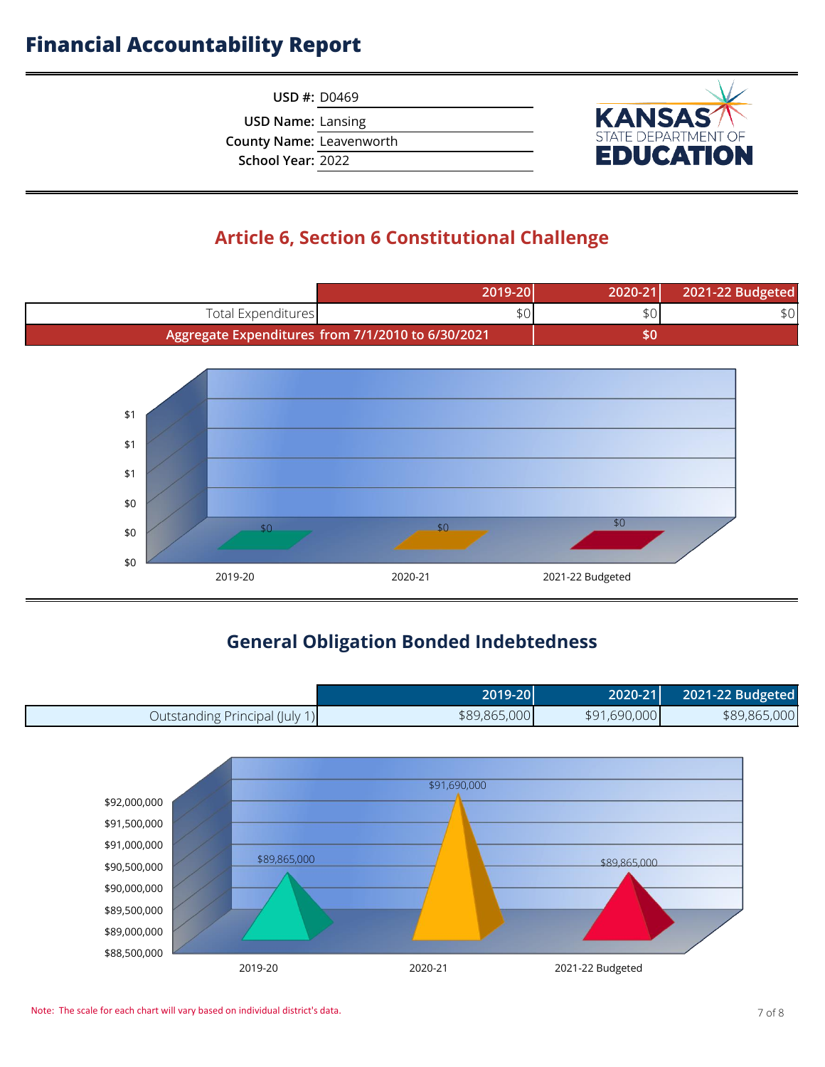# Financial Accountability Report

**USD #:** D0469

**USD Name:** Lansing

**County Name:** Leavenworth

**School Year:** 2022

KANSAS STATE DEPARTMENT OF EDUCATION

## Article 6, Section 6 Constitutional Challenge

| | 2019-20 | 2020-21 | 2021-22 Budgeted |
|---|---|---|---|
| Total Expenditures | $0 | $0 | $0 |
| Aggregate Expenditures from 7/1/2010 to 6/30/2021 | $0 | | |

## General Obligation Bonded Indebtedness

| | 2019-20 | 2020-21 | 2021-22 Budgeted |
|---|---|---|---|
| Outstanding Principal (July 1) | $89,865,000 | $91,690,000 | $89,865,000 |

Note: The scale for each chart will vary based on individual district's data.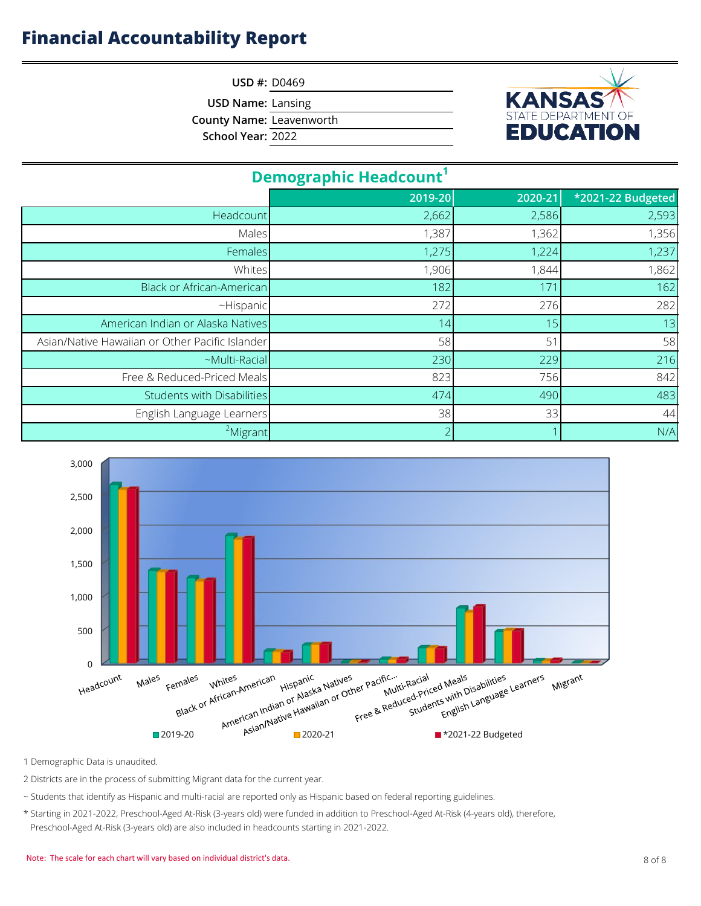# Financial Accountability Report

**USD #:** D0469

**USD Name:** Lansing

**County Name:** Leavenworth

**School Year:** 2022

KANSAS STATE DEPARTMENT OF EDUCATION

## Demographic Headcount[1]

| | 2019-20 | 2020-21 | *2021-22 Budgeted |
|---|---|---|---|
| Headcount | 2,662 | 2,586 | 2,593 |
| Males | 1,387 | 1,362 | 1,356 |
| Females | 1,275 | 1,224 | 1,237 |
| Whites | 1,906 | 1,844 | 1,862 |
| Black or African-American | 182 | 171 | 162 |
| ~Hispanic | 272 | 276 | 282 |
| American Indian or Alaska Natives | 14 | 15 | 13 |
| Asian/Native Hawaiian or Other Pacific Islander | 58 | 51 | 58 |
| ~Multi-Racial | 230 | 229 | 216 |
| Free & Reduced-Priced Meals | 823 | 756 | 842 |
| Students with Disabilities | 474 | 490 | 483 |
| English Language Learners | 38 | 33 | 44 |
| [2]Migrant | 2 | 1 | N/A |

3,000
2,500
2,000
1,500
1,000
500
0

Headcount
Males
Females
Whites
Black or African-American
Hispanic
American Indian or Alaska Natives
Asian/Native Hawaiian or Other Pacific...
Multi-Racial
Free & Reduced-Priced Meals
Students with Disabilities
English Language Learners
Migrant

2019-20
2020-21
*2021-22 Budgeted

1 Demographic Data is unaudited.

2 Districts are in the process of submitting Migrant data for the current year.

~ Students that identify as Hispanic and multi-racial are reported only as Hispanic based on federal reporting guidelines.

* Starting in 2021-2022, Preschool-Aged At-Risk (3-years old) were funded in addition to Preschool-Aged At-Risk (4-years old), therefore, Preschool-Aged At-Risk (3-years old) are also included in headcounts starting in 2021-2022.

Note: The scale for each chart will vary based on individual district's data.